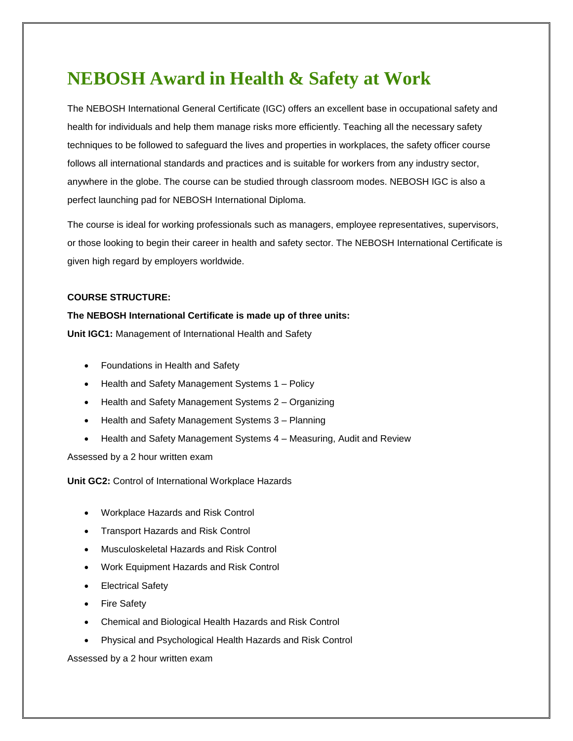# NEBOSH Award in Health & Safety at Work

The NEBOSH International General Certificate (IGC) offers an excellent base in occupational safety and health for individuals and help them manage risks more efficiently. Teaching all the necessary safety techniques to be followed to safeguard the lives and properties in workplaces, the safety officer course follows all international standards and practices and is suitable for workers from any industry sector, anywhere in the globe. The course can be studied through classroom modes. NEBOSH IGC is also a perfect launching pad for NEBOSH International Diploma.

The course is ideal for working professionals such as managers, employee representatives, supervisors, or those looking to begin their career in health and safety sector. The NEBOSH International Certificate is given high regard by employers worldwide.

**COURSE STRUCTURE:**

**The NEBOSH International Certificate is made up of three units:**

**Unit IGC1:** Management of International Health and Safety

- Foundations in Health and Safety
- Health and Safety Management Systems 1 – Policy
- Health and Safety Management Systems 2 – Organizing
- Health and Safety Management Systems 3 – Planning
- Health and Safety Management Systems 4 – Measuring, Audit and Review

Assessed by a 2 hour written exam

**Unit GC2:** Control of International Workplace Hazards

- Workplace Hazards and Risk Control
- Transport Hazards and Risk Control
- Musculoskeletal Hazards and Risk Control
- Work Equipment Hazards and Risk Control
- Electrical Safety
- Fire Safety
- Chemical and Biological Health Hazards and Risk Control
- Physical and Psychological Health Hazards and Risk Control

Assessed by a 2 hour written exam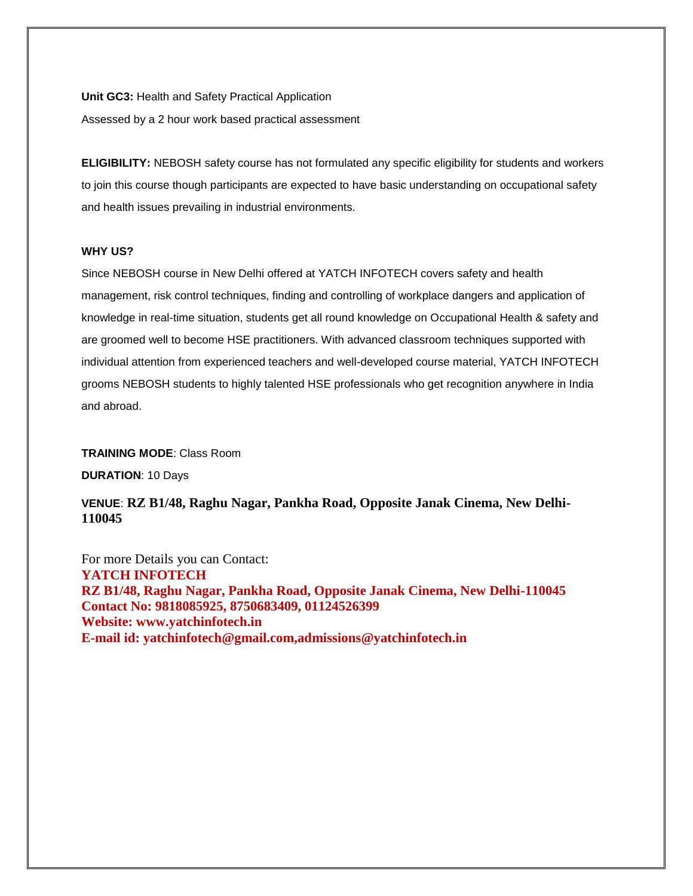**Unit GC3:** Health and Safety Practical Application

Assessed by a 2 hour work based practical assessment

**ELIGIBILITY:** NEBOSH safety course has not formulated any specific eligibility for students and workers to join this course though participants are expected to have basic understanding on occupational safety and health issues prevailing in industrial environments.

**WHY US?**

Since NEBOSH course in New Delhi offered at YATCH INFOTECH covers safety and health management, risk control techniques, finding and controlling of workplace dangers and application of knowledge in real-time situation, students get all round knowledge on Occupational Health & safety and are groomed well to become HSE practitioners. With advanced classroom techniques supported with individual attention from experienced teachers and well-developed course material, YATCH INFOTECH grooms NEBOSH students to highly talented HSE professionals who get recognition anywhere in India and abroad.

**TRAINING MODE**: Class Room

**DURATION**: 10 Days

**VENUE**: **RZ B1/48, Raghu Nagar, Pankha Road, Opposite Janak Cinema, New Delhi-110045**

For more Details you can Contact:

**YATCH INFOTECH**

**RZ B1/48, Raghu Nagar, Pankha Road, Opposite Janak Cinema, New Delhi-110045**

**Contact No: 9818085925, 8750683409, 01124526399**

**Website: www.yatchinfotech.in**

**E-mail id: yatchinfotech@gmail.com,admissions@yatchinfotech.in**